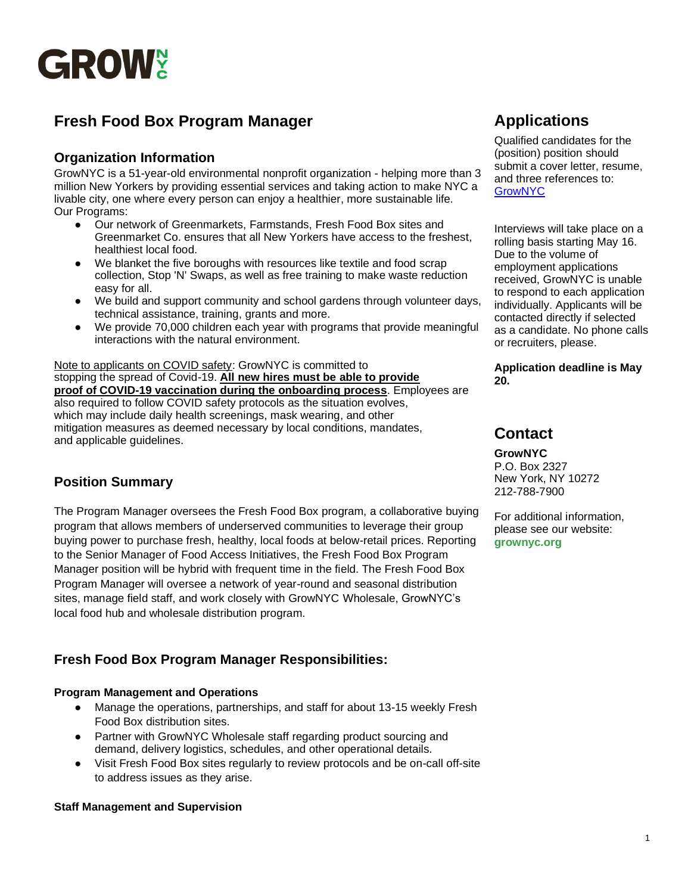# GROW NYC

# Fresh Food Box Program Manager

## Organization Information

GrowNYC is a 51-year-old environmental nonprofit organization - helping more than 3 million New Yorkers by providing essential services and taking action to make NYC a livable city, one where every person can enjoy a healthier, more sustainable life.
Our Programs:

- Our network of Greenmarkets, Farmstands, Fresh Food Box sites and Greenmarket Co. ensures that all New Yorkers have access to the freshest, healthiest local food.
- We blanket the five boroughs with resources like textile and food scrap collection, Stop 'N' Swaps, as well as free training to make waste reduction easy for all.
- We build and support community and school gardens through volunteer days, technical assistance, training, grants and more.
- We provide 70,000 children each year with programs that provide meaningful interactions with the natural environment.

Note to applicants on COVID safety: GrowNYC is committed to stopping the spread of Covid-19. **All new hires must be able to provide proof of COVID-19 vaccination during the onboarding process**. Employees are also required to follow COVID safety protocols as the situation evolves, which may include daily health screenings, mask wearing, and other mitigation measures as deemed necessary by local conditions, mandates, and applicable guidelines.

## Position Summary

The Program Manager oversees the Fresh Food Box program, a collaborative buying program that allows members of underserved communities to leverage their group buying power to purchase fresh, healthy, local foods at below-retail prices. Reporting to the Senior Manager of Food Access Initiatives, the Fresh Food Box Program Manager position will be hybrid with frequent time in the field. The Fresh Food Box Program Manager will oversee a network of year-round and seasonal distribution sites, manage field staff, and work closely with GrowNYC Wholesale, GrowNYC's local food hub and wholesale distribution program.

## Fresh Food Box Program Manager Responsibilities:

### Program Management and Operations

- Manage the operations, partnerships, and staff for about 13-15 weekly Fresh Food Box distribution sites.
- Partner with GrowNYC Wholesale staff regarding product sourcing and demand, delivery logistics, schedules, and other operational details.
- Visit Fresh Food Box sites regularly to review protocols and be on-call off-site to address issues as they arise.

### Staff Management and Supervision

## Applications

Qualified candidates for the (position) position should submit a cover letter, resume, and three references to: [GrowNYC]

Interviews will take place on a rolling basis starting May 16. Due to the volume of employment applications received, GrowNYC is unable to respond to each application individually. Applicants will be contacted directly if selected as a candidate. No phone calls or recruiters, please.

**Application deadline is May 20.**

## Contact

**GrowNYC**
P.O. Box 2327
New York, NY 10272
212-788-7900

For additional information, please see our website: **grownyc.org**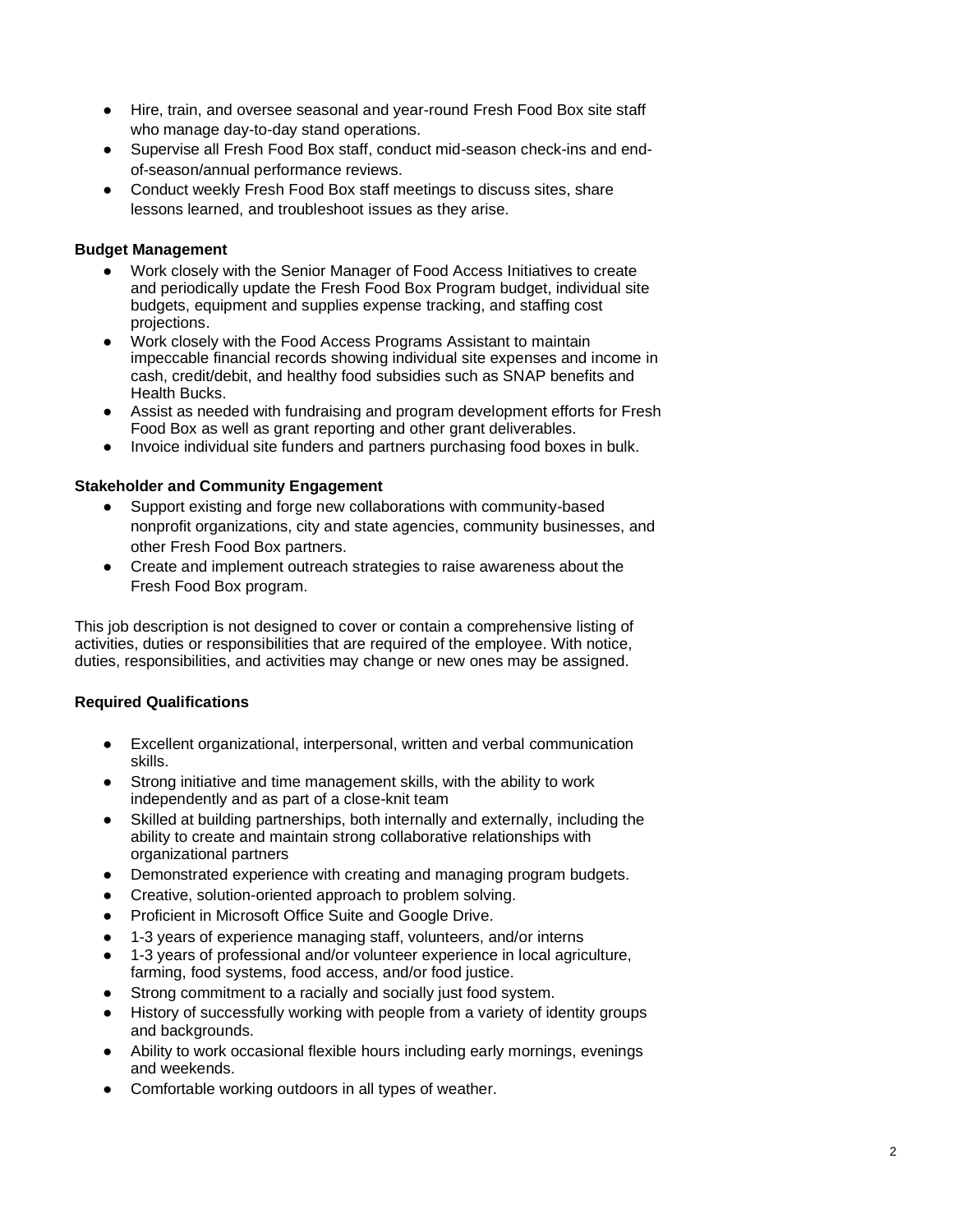- Hire, train, and oversee seasonal and year-round Fresh Food Box site staff who manage day-to-day stand operations.
- Supervise all Fresh Food Box staff, conduct mid-season check-ins and end-of-season/annual performance reviews.
- Conduct weekly Fresh Food Box staff meetings to discuss sites, share lessons learned, and troubleshoot issues as they arise.

**Budget Management**

- Work closely with the Senior Manager of Food Access Initiatives to create and periodically update the Fresh Food Box Program budget, individual site budgets, equipment and supplies expense tracking, and staffing cost projections.
- Work closely with the Food Access Programs Assistant to maintain impeccable financial records showing individual site expenses and income in cash, credit/debit, and healthy food subsidies such as SNAP benefits and Health Bucks.
- Assist as needed with fundraising and program development efforts for Fresh Food Box as well as grant reporting and other grant deliverables.
- Invoice individual site funders and partners purchasing food boxes in bulk.

**Stakeholder and Community Engagement**

- Support existing and forge new collaborations with community-based nonprofit organizations, city and state agencies, community businesses, and other Fresh Food Box partners.
- Create and implement outreach strategies to raise awareness about the Fresh Food Box program.

This job description is not designed to cover or contain a comprehensive listing of activities, duties or responsibilities that are required of the employee. With notice, duties, responsibilities, and activities may change or new ones may be assigned.

**Required Qualifications**

- Excellent organizational, interpersonal, written and verbal communication skills.
- Strong initiative and time management skills, with the ability to work independently and as part of a close-knit team
- Skilled at building partnerships, both internally and externally, including the ability to create and maintain strong collaborative relationships with organizational partners
- Demonstrated experience with creating and managing program budgets.
- Creative, solution-oriented approach to problem solving.
- Proficient in Microsoft Office Suite and Google Drive.
- 1-3 years of experience managing staff, volunteers, and/or interns
- 1-3 years of professional and/or volunteer experience in local agriculture, farming, food systems, food access, and/or food justice.
- Strong commitment to a racially and socially just food system.
- History of successfully working with people from a variety of identity groups and backgrounds.
- Ability to work occasional flexible hours including early mornings, evenings and weekends.
- Comfortable working outdoors in all types of weather.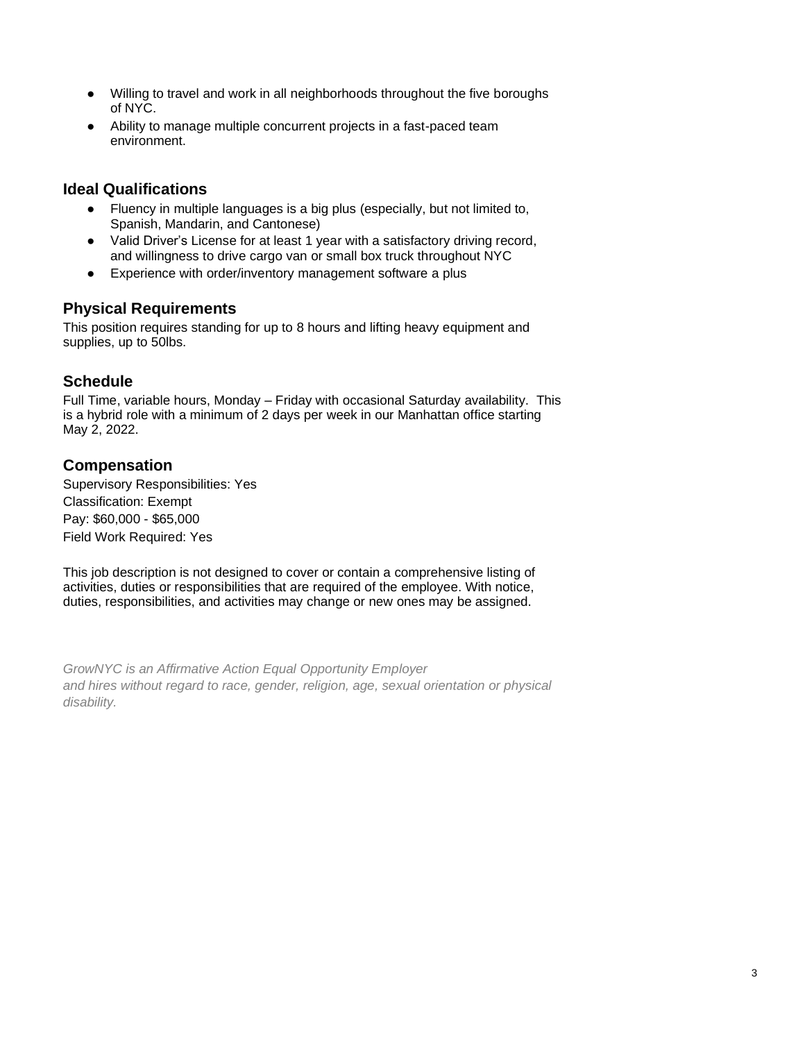- Willing to travel and work in all neighborhoods throughout the five boroughs of NYC.
- Ability to manage multiple concurrent projects in a fast-paced team environment.

## Ideal Qualifications

- Fluency in multiple languages is a big plus (especially, but not limited to, Spanish, Mandarin, and Cantonese)
- Valid Driver's License for at least 1 year with a satisfactory driving record, and willingness to drive cargo van or small box truck throughout NYC
- Experience with order/inventory management software a plus

## Physical Requirements

This position requires standing for up to 8 hours and lifting heavy equipment and supplies, up to 50lbs.

## Schedule

Full Time, variable hours, Monday – Friday with occasional Saturday availability. This is a hybrid role with a minimum of 2 days per week in our Manhattan office starting May 2, 2022.

## Compensation

Supervisory Responsibilities: Yes
Classification: Exempt
Pay: $60,000 - $65,000
Field Work Required: Yes

This job description is not designed to cover or contain a comprehensive listing of activities, duties or responsibilities that are required of the employee. With notice, duties, responsibilities, and activities may change or new ones may be assigned.

*GrowNYC is an Affirmative Action Equal Opportunity Employer and hires without regard to race, gender, religion, age, sexual orientation or physical disability.*